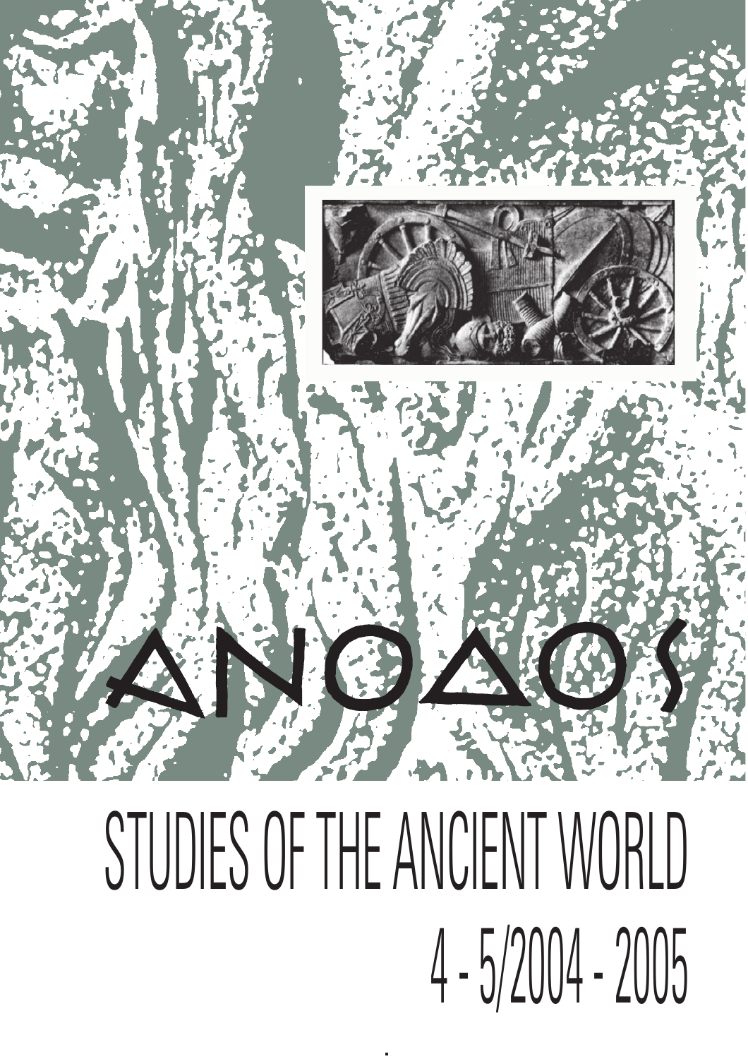# ΑΝΟΔΟΣ

# STUDIES OF THE ANCIENT WORLD

## 4 - 5/2004 - 2005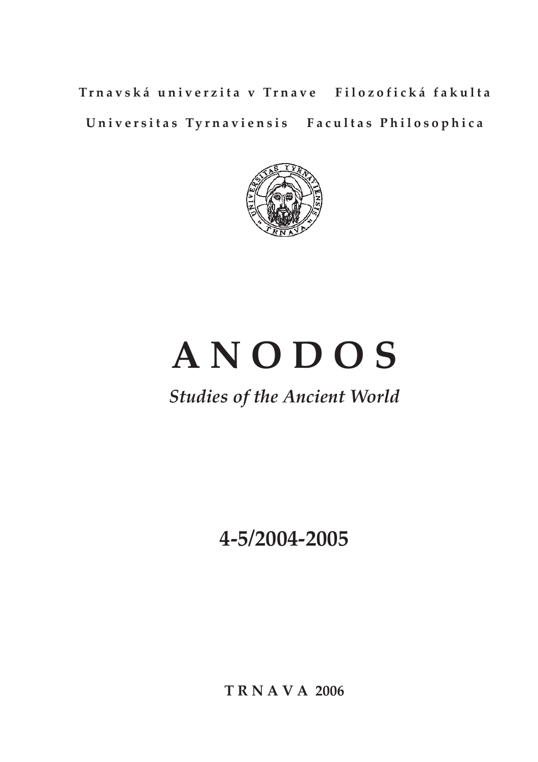**Trnavská univerzita v Trnave Filozofická fakulta**

**Universitas Tyrnaviensis Facultas Philosophica**

# ANODOS

*Studies of the Ancient World*

**4-5/2004-2005**

**TRNAVA 2006**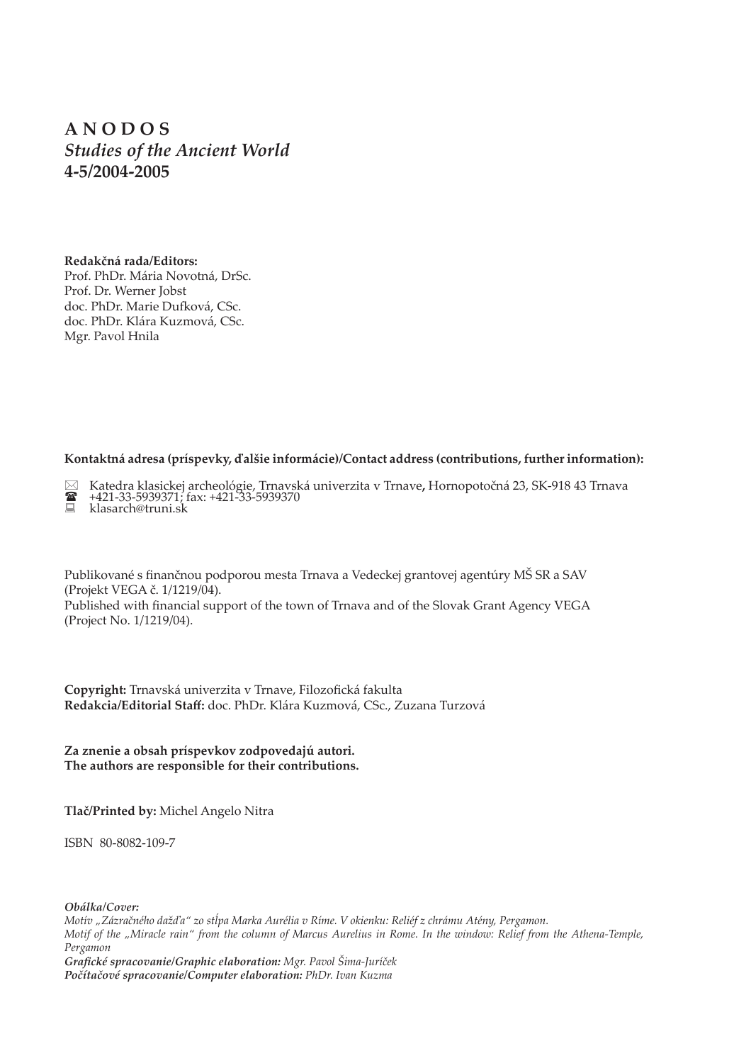# A N O D O S
*Studies of the Ancient World*
**4-5/2004-2005**

**Redakčná rada/Editors:**
Prof. PhDr. Mária Novotná, DrSc.
Prof. Dr. Werner Jobst
doc. PhDr. Marie Dufková, CSc.
doc. PhDr. Klára Kuzmová, CSc.
Mgr. Pavol Hnila

**Kontaktná adresa (príspevky, ďalšie informácie)/Contact address (contributions, further information):**

✉ Katedra klasickej archeológie, Trnavská univerzita v Trnave**,** Hornopotočná 23, SK-918 43 Trnava
☎ +421-33-5939371; fax: +421-33-5939370
💻 klasarch@truni.sk

Publikované s finančnou podporou mesta Trnava a Vedeckej grantovej agentúry MŠ SR a SAV (Projekt VEGA č. 1/1219/04).
Published with financial support of the town of Trnava and of the Slovak Grant Agency VEGA (Project No. 1/1219/04).

**Copyright:** Trnavská univerzita v Trnave, Filozofická fakulta
**Redakcia/Editorial Staff:** doc. PhDr. Klára Kuzmová, CSc., Zuzana Turzová

**Za znenie a obsah príspevkov zodpovedajú autori.**
**The authors are responsible for their contributions.**

**Tlač/Printed by:** Michel Angelo Nitra

ISBN 80-8082-109-7

***Obálka/Cover:***
*Motív „Zázračného dažďa" zo stĺpa Marka Aurélia v Ríme. V okienku: Reliéf z chrámu Atény, Pergamon.*
*Motif of the „Miracle rain" from the column of Marcus Aurelius in Rome. In the window: Relief from the Athena-Temple, Pergamon*
***Grafické spracovanie/Graphic elaboration:*** *Mgr. Pavol Šima-Juríček*
***Počítačové spracovanie/Computer elaboration:*** *PhDr. Ivan Kuzma*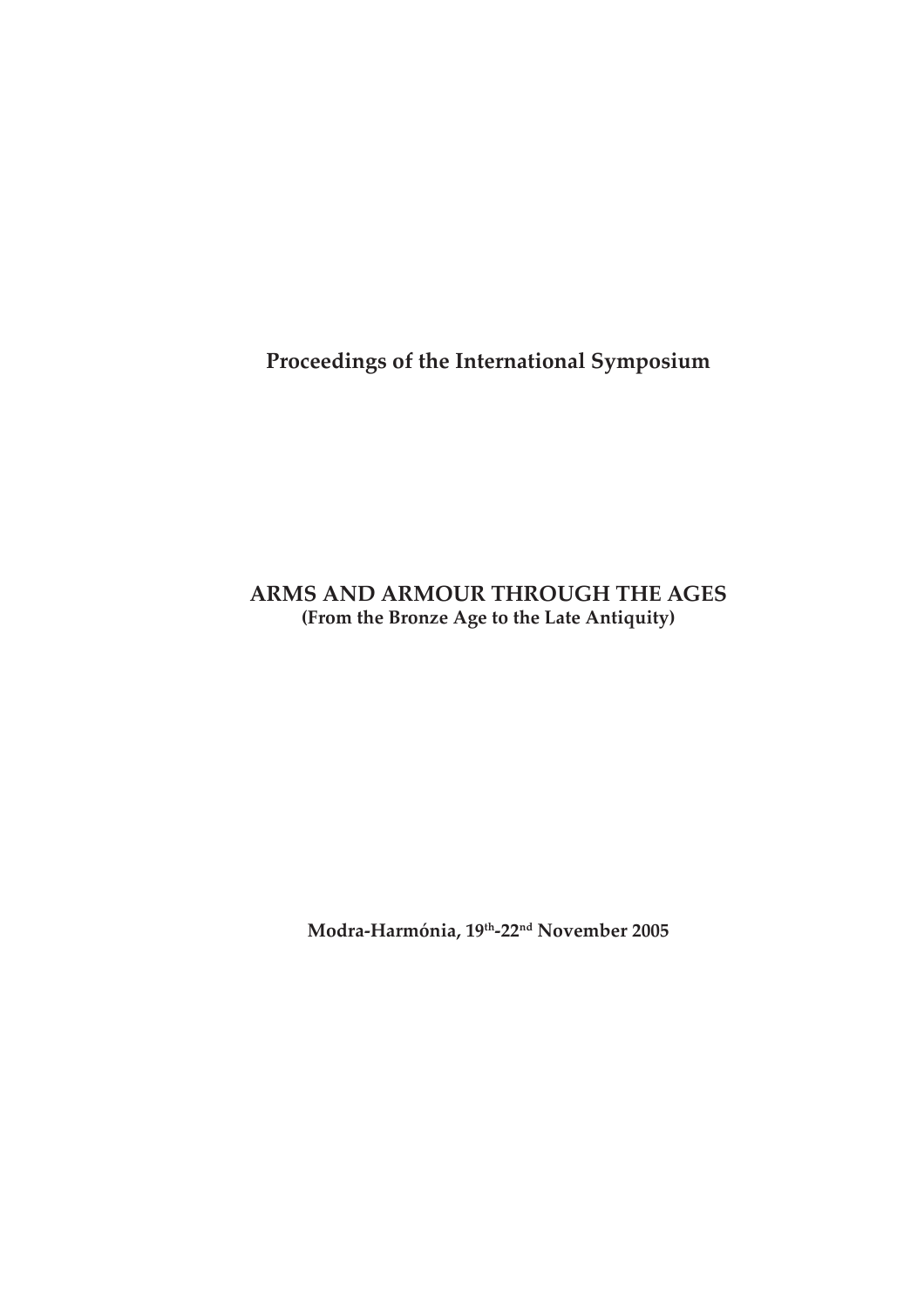**Proceedings of the International Symposium**

# ARMS AND ARMOUR THROUGH THE AGES

**(From the Bronze Age to the Late Antiquity)**

**Modra-Harmónia, 19th-22nd November 2005**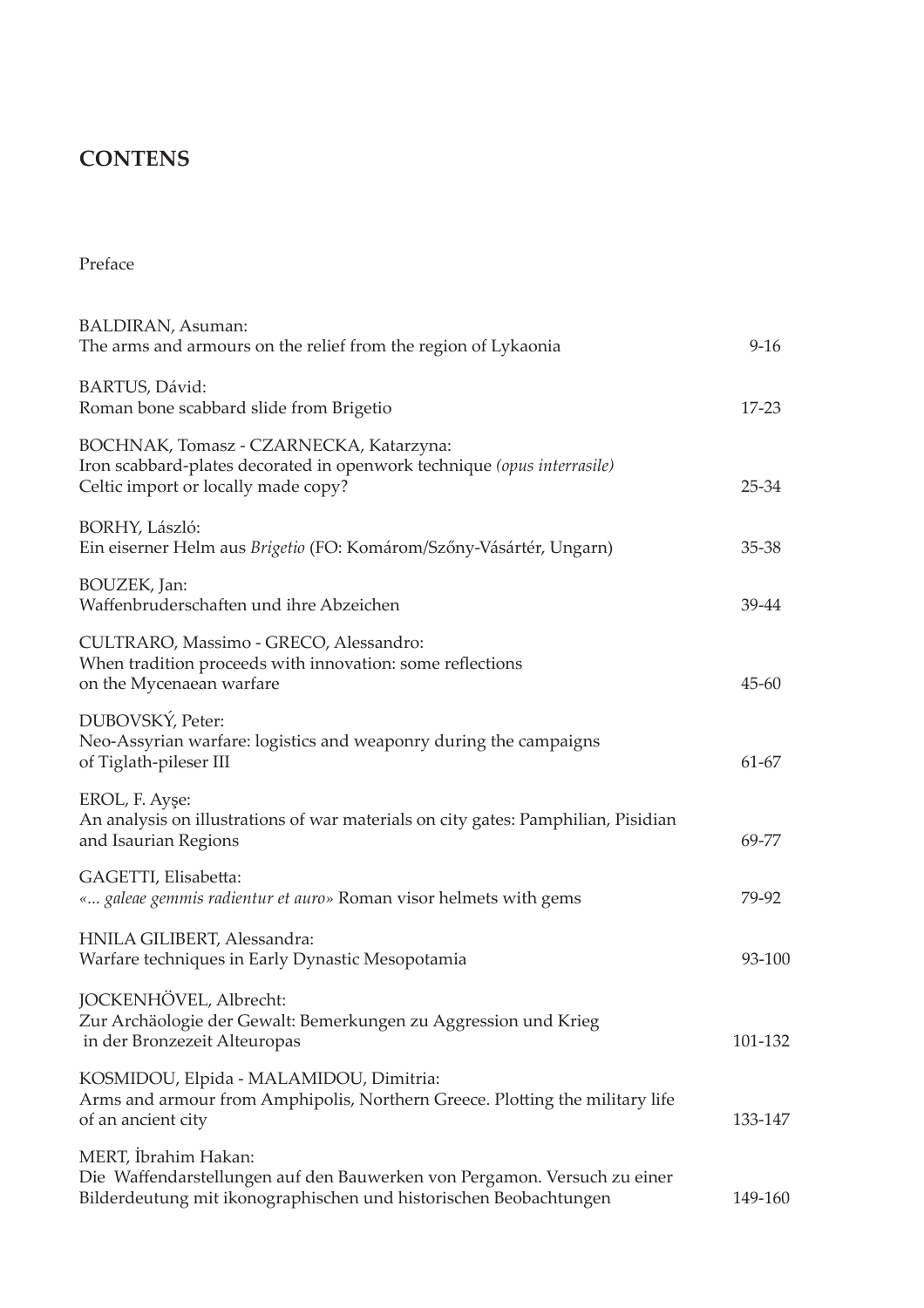# CONTENS

Preface

BALDIRAN, Asuman:
The arms and armours on the relief from the region of Lykaonia 9-16

BARTUS, Dávid:
Roman bone scabbard slide from Brigetio 17-23

BOCHNAK, Tomasz - CZARNECKA, Katarzyna:
Iron scabbard-plates decorated in openwork technique *(opus interrasile)*
Celtic import or locally made copy? 25-34

BORHY, László:
Ein eiserner Helm aus *Brigetio* (FO: Komárom/Szőny-Vásártér, Ungarn) 35-38

BOUZEK, Jan:
Waffenbruderschaften und ihre Abzeichen 39-44

CULTRARO, Massimo - GRECO, Alessandro:
When tradition proceeds with innovation: some reflections
on the Mycenaean warfare 45-60

DUBOVSKÝ, Peter:
Neo-Assyrian warfare: logistics and weaponry during the campaigns
of Tiglath-pileser III 61-67

EROL, F. Ayşe:
An analysis on illustrations of war materials on city gates: Pamphilian, Pisidian
and Isaurian Regions 69-77

GAGETTI, Elisabetta:
*«... galeae gemmis radientur et auro»* Roman visor helmets with gems 79-92

HNILA GILIBERT, Alessandra:
Warfare techniques in Early Dynastic Mesopotamia 93-100

JOCKENHÖVEL, Albrecht:
Zur Archäologie der Gewalt: Bemerkungen zu Aggression und Krieg
in der Bronzezeit Alteuropas 101-132

KOSMIDOU, Elpida - MALAMIDOU, Dimitria:
Arms and armour from Amphipolis, Northern Greece. Plotting the military life
of an ancient city 133-147

MERT, İbrahim Hakan:
Die Waffendarstellungen auf den Bauwerken von Pergamon. Versuch zu einer
Bilderdeutung mit ikonographischen und historischen Beobachtungen 149-160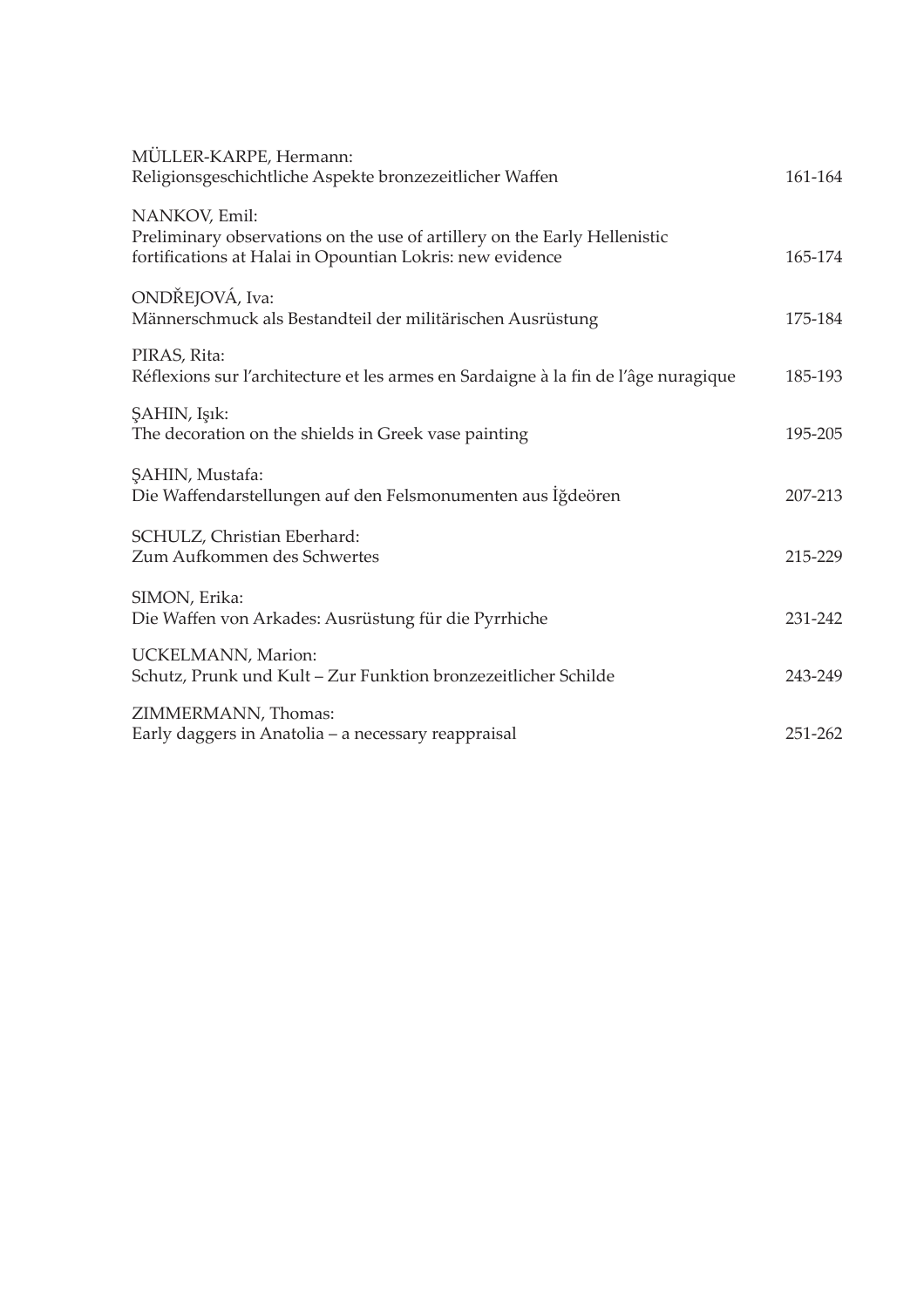MÜLLER-KARPE, Hermann:
Religionsgeschichtliche Aspekte bronzezeitlicher Waffen 161-164

NANKOV, Emil:
Preliminary observations on the use of artillery on the Early Hellenistic fortifications at Halai in Opountian Lokris: new evidence 165-174

ONDŘEJOVÁ, Iva:
Männerschmuck als Bestandteil der militärischen Ausrüstung 175-184

PIRAS, Rita:
Réflexions sur l'architecture et les armes en Sardaigne à la fin de l'âge nuragique 185-193

ŞAHIN, Işık:
The decoration on the shields in Greek vase painting 195-205

ŞAHIN, Mustafa:
Die Waffendarstellungen auf den Felsmonumenten aus İğdeören 207-213

SCHULZ, Christian Eberhard:
Zum Aufkommen des Schwertes 215-229

SIMON, Erika:
Die Waffen von Arkades: Ausrüstung für die Pyrrhiche 231-242

UCKELMANN, Marion:
Schutz, Prunk und Kult – Zur Funktion bronzezeitlicher Schilde 243-249

ZIMMERMANN, Thomas:
Early daggers in Anatolia – a necessary reappraisal 251-262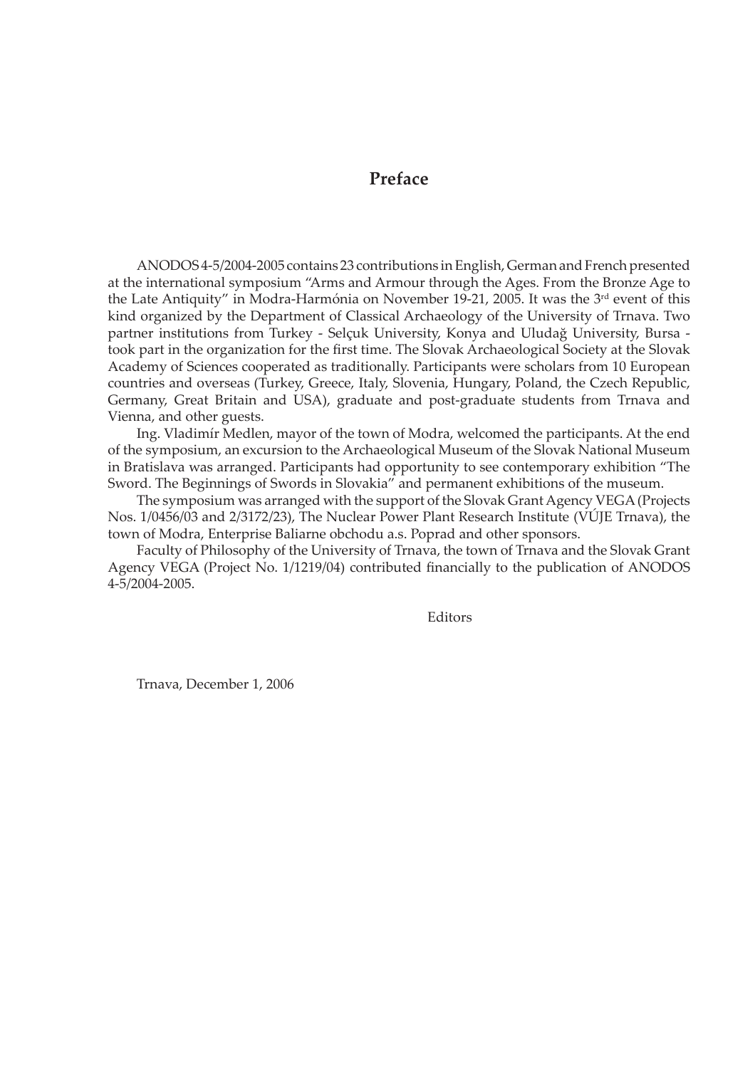## Preface

ANODOS 4-5/2004-2005 contains 23 contributions in English, German and French presented at the international symposium "Arms and Armour through the Ages. From the Bronze Age to the Late Antiquity" in Modra-Harmónia on November 19-21, 2005. It was the 3rd event of this kind organized by the Department of Classical Archaeology of the University of Trnava. Two partner institutions from Turkey - Selçuk University, Konya and Uludağ University, Bursa - took part in the organization for the first time. The Slovak Archaeological Society at the Slovak Academy of Sciences cooperated as traditionally. Participants were scholars from 10 European countries and overseas (Turkey, Greece, Italy, Slovenia, Hungary, Poland, the Czech Republic, Germany, Great Britain and USA), graduate and post-graduate students from Trnava and Vienna, and other guests.

Ing. Vladimír Medlen, mayor of the town of Modra, welcomed the participants. At the end of the symposium, an excursion to the Archaeological Museum of the Slovak National Museum in Bratislava was arranged. Participants had opportunity to see contemporary exhibition "The Sword. The Beginnings of Swords in Slovakia" and permanent exhibitions of the museum.

The symposium was arranged with the support of the Slovak Grant Agency VEGA (Projects Nos. 1/0456/03 and 2/3172/23), The Nuclear Power Plant Research Institute (VÚJE Trnava), the town of Modra, Enterprise Baliarne obchodu a.s. Poprad and other sponsors.

Faculty of Philosophy of the University of Trnava, the town of Trnava and the Slovak Grant Agency VEGA (Project No. 1/1219/04) contributed financially to the publication of ANODOS 4-5/2004-2005.

Editors

Trnava, December 1, 2006